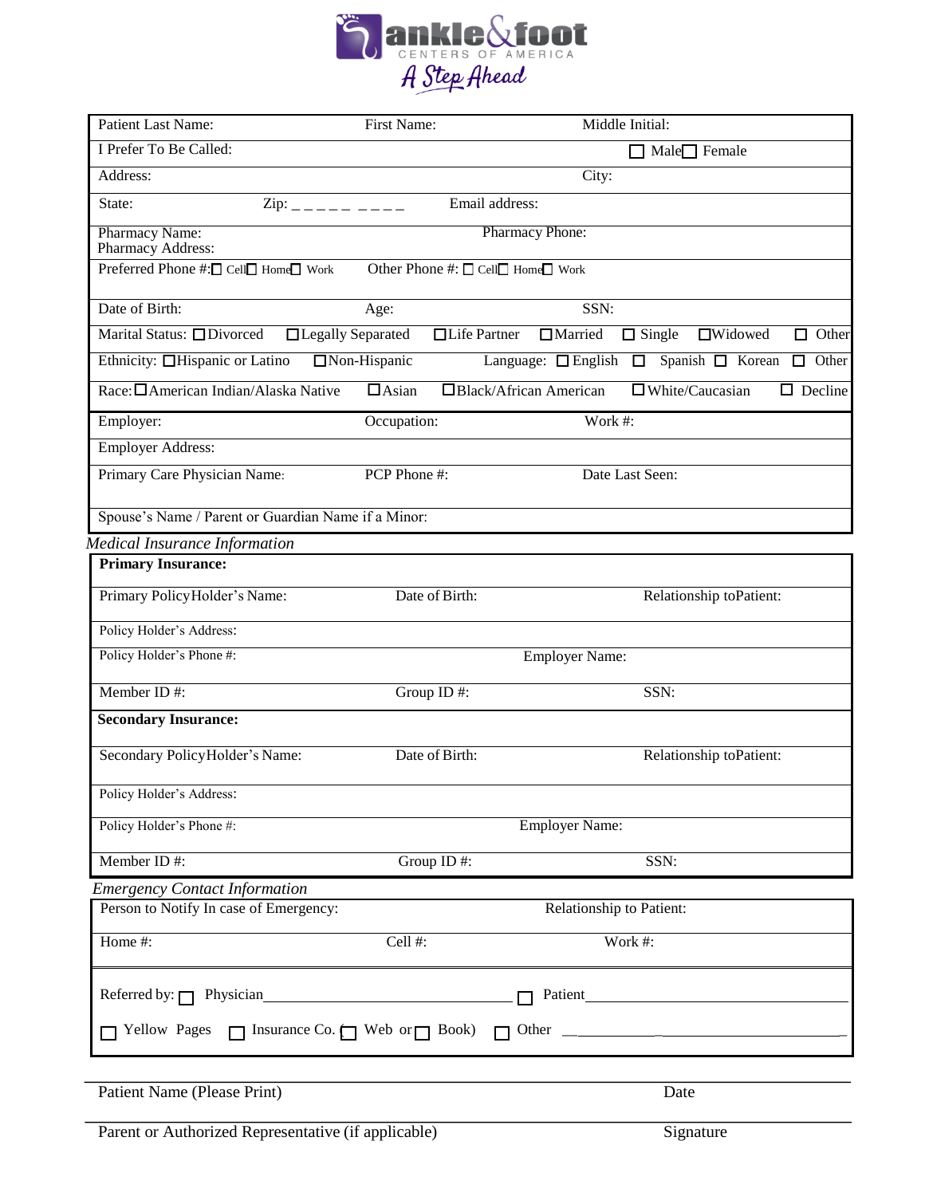**ankle&foot** CENTERS OF AMERICA
*A Step Ahead*

| | | |
|---|---|---|
| Patient Last Name: | First Name: | Middle Initial: |
| I Prefer To Be Called: | | ☐ Male ☐ Female |
| Address: | | City: |
| State: Zip: _ _ _ _ _ _ _ _ _ | Email address: | |
| Pharmacy Name:<br>Pharmacy Address: | Pharmacy Phone: | |
| Preferred Phone #: ☐ Cell ☐ Home ☐ Work | Other Phone #: ☐ Cell ☐ Home ☐ Work | |
| Date of Birth: | Age: | SSN: |
| Marital Status: ☐ Divorced ☐ Legally Separated ☐ Life Partner ☐ Married ☐ Single ☐ Widowed ☐ Other | | |
| Ethnicity: ☐ Hispanic or Latino ☐ Non-Hispanic | Language: ☐ English ☐ Spanish ☐ Korean ☐ Other | |
| Race: ☐ American Indian/Alaska Native ☐ Asian ☐ Black/African American ☐ White/Caucasian ☐ Decline | | |
| Employer: | Occupation: | Work #: |
| Employer Address: | | |
| Primary Care Physician Name: | PCP Phone #: | Date Last Seen: |
| Spouse's Name / Parent or Guardian Name if a Minor: | | |

*Medical Insurance Information*

| | | |
|---|---|---|
| **Primary Insurance:** | | |
| Primary PolicyHolder's Name: | Date of Birth: | Relationship toPatient: |
| Policy Holder's Address: | | |
| Policy Holder's Phone #: | Employer Name: | |
| Member ID #: | Group ID #: | SSN: |
| **Secondary Insurance:** | | |
| Secondary PolicyHolder's Name: | Date of Birth: | Relationship toPatient: |
| Policy Holder's Address: | | |
| Policy Holder's Phone #: | Employer Name: | |
| Member ID #: | Group ID #: | SSN: |

*Emergency Contact Information*

| | | |
|---|---|---|
| Person to Notify In case of Emergency: | | Relationship to Patient: |
| Home #: | Cell #: | Work #: |

Referred by: ☐ Physician______________________________ ☐ Patient______________________________

☐ Yellow Pages ☐ Insurance Co. (☐ Web or ☐ Book) ☐ Other ______________________________

Patient Name (Please Print) ______________________________ Date ______________

Parent or Authorized Representative (if applicable) ______________________________ Signature ______________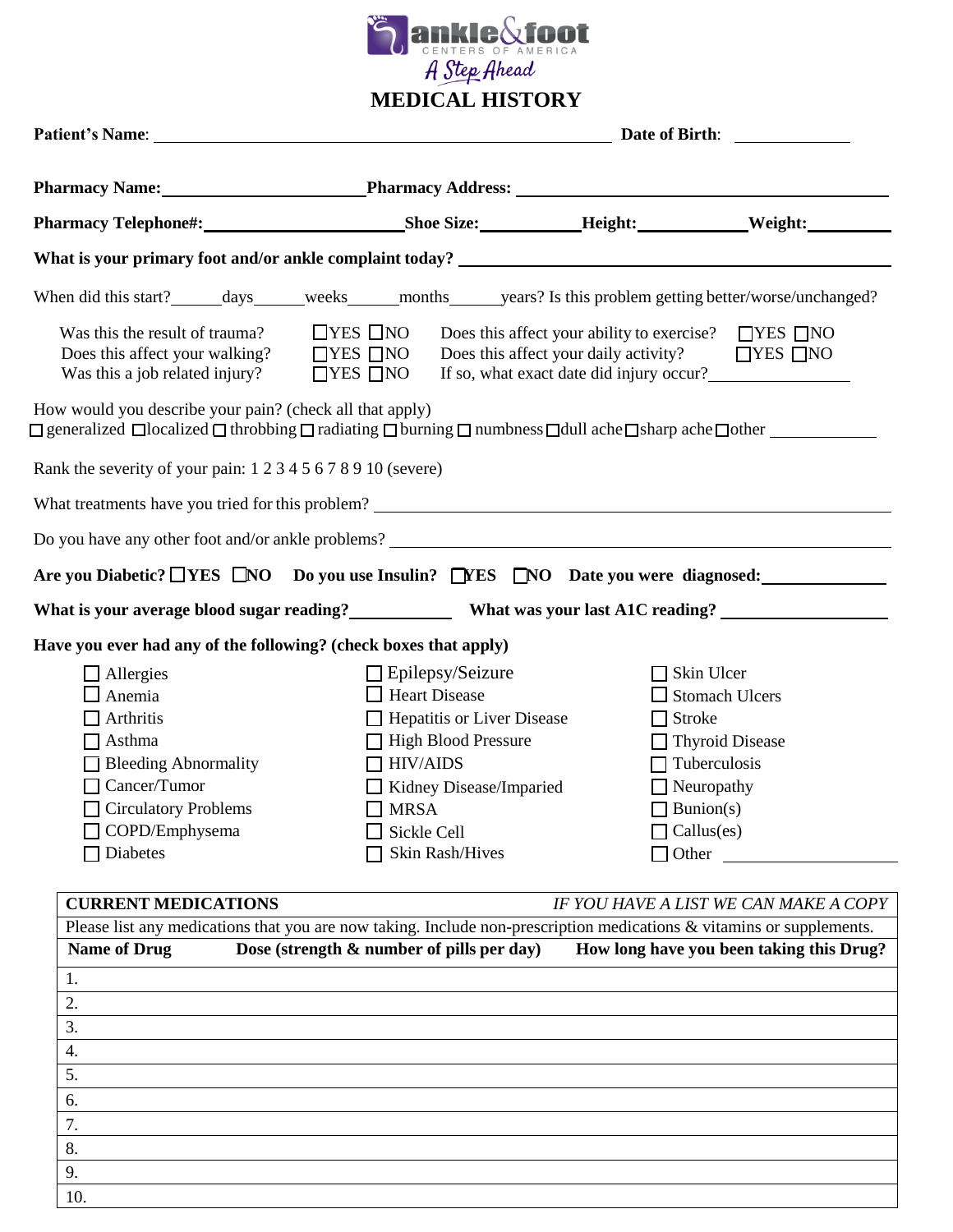ankle&foot CENTERS OF AMERICA

*A Step Ahead*

# MEDICAL HISTORY

**Patient's Name**: ______________________________ **Date of Birth**: ____________

**Pharmacy Name:** ____________________ **Pharmacy Address:** ______________________________

**Pharmacy Telephone#:** ____________________ **Shoe Size:** __________ **Height:** __________ **Weight:** ________

**What is your primary foot and/or ankle complaint today?** ______________________________

When did this start?_____days_____weeks_____months_____years? Is this problem getting better/worse/unchanged?

Was this the result of trauma? ☐YES ☐NO Does this affect your ability to exercise? ☐YES ☐NO

Does this affect your walking? ☐YES ☐NO Does this affect your daily activity? ☐YES ☐NO

Was this a job related injury? ☐YES ☐NO If so, what exact date did injury occur?__________

How would you describe your pain? (check all that apply)

☐ generalized ☐ localized ☐ throbbing ☐ radiating ☐ burning ☐ numbness ☐ dull ache ☐ sharp ache ☐ other __________

Rank the severity of your pain: 1 2 3 4 5 6 7 8 9 10 (severe)

What treatments have you tried for this problem? ______________________________

Do you have any other foot and/or ankle problems? ______________________________

**Are you Diabetic?** ☐**YES** ☐**NO** **Do you use Insulin?** ☐**YES** ☐**NO** **Date you were diagnosed:** __________

**What is your average blood sugar reading?** __________ **What was your last A1C reading?** __________

**Have you ever had any of the following? (check boxes that apply)**

☐ Allergies
☐ Anemia
☐ Arthritis
☐ Asthma
☐ Bleeding Abnormality
☐ Cancer/Tumor
☐ Circulatory Problems
☐ COPD/Emphysema
☐ Diabetes
☐ Epilepsy/Seizure
☐ Heart Disease
☐ Hepatitis or Liver Disease
☐ High Blood Pressure
☐ HIV/AIDS
☐ Kidney Disease/Imparied
☐ MRSA
☐ Sickle Cell
☐ Skin Rash/Hives
☐ Skin Ulcer
☐ Stomach Ulcers
☐ Stroke
☐ Thyroid Disease
☐ Tuberculosis
☐ Neuropathy
☐ Bunion(s)
☐ Callus(es)
☐ Other __________

**CURRENT MEDICATIONS** *IF YOU HAVE A LIST WE CAN MAKE A COPY*

Please list any medications that you are now taking. Include non-prescription medications & vitamins or supplements.

| Name of Drug | Dose (strength & number of pills per day) | How long have you been taking this Drug? |
|---|---|---|
| 1. | | |
| 2. | | |
| 3. | | |
| 4. | | |
| 5. | | |
| 6. | | |
| 7. | | |
| 8. | | |
| 9. | | |
| 10. | | |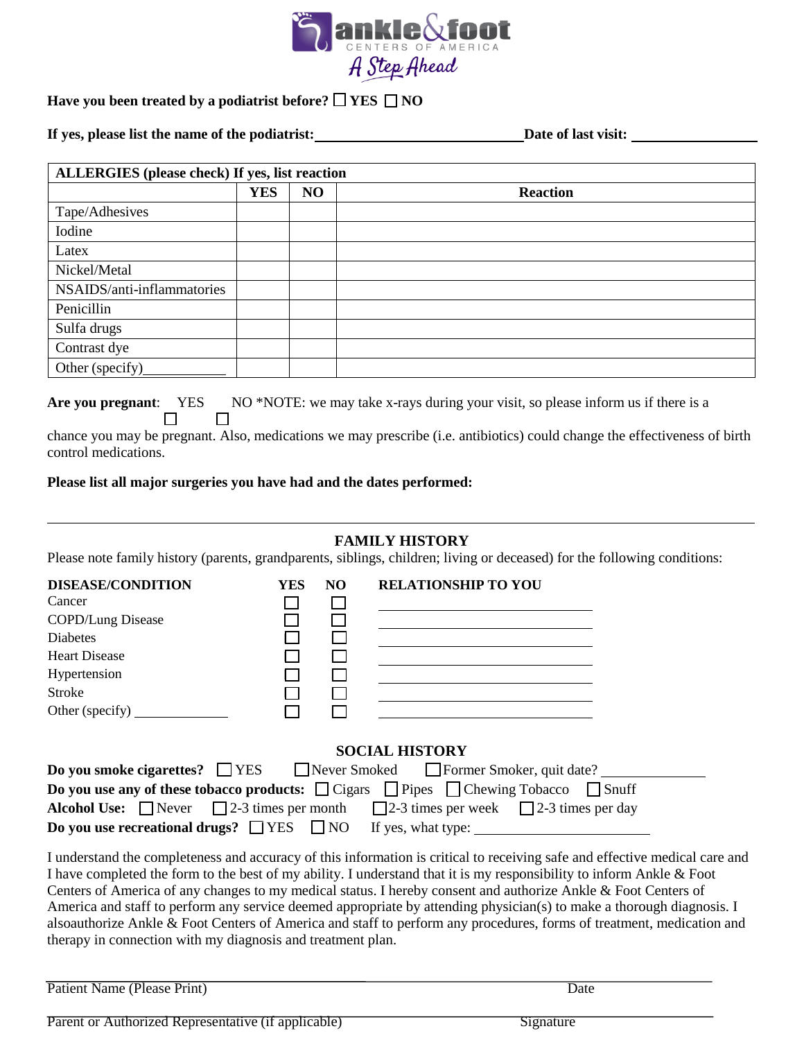Ankle & Foot CENTERS OF AMERICA
A Step Ahead

**Have you been treated by a podiatrist before?** ☐ **YES** ☐ **NO**

**If yes, please list the name of the podiatrist:** ______________________________ **Date of last visit:** ________________

| ALLERGIES (please check) If yes, list reaction | | | |
|---|---|---|---|
| | **YES** | **NO** | **Reaction** |
| Tape/Adhesives | | | |
| Iodine | | | |
| Latex | | | |
| Nickel/Metal | | | |
| NSAIDS/anti-inflammatories | | | |
| Penicillin | | | |
| Sulfa drugs | | | |
| Contrast dye | | | |
| Other (specify)____________ | | | |

**Are you pregnant**: YES ☐ NO ☐ *NOTE: we may take x-rays during your visit, so please inform us if there is a chance you may be pregnant. Also, medications we may prescribe (i.e. antibiotics) could change the effectiveness of birth control medications.

**Please list all major surgeries you have had and the dates performed:**

_____________________________________________________________________________

## FAMILY HISTORY

Please note family history (parents, grandparents, siblings, children; living or deceased) for the following conditions:

| DISEASE/CONDITION | YES | NO | RELATIONSHIP TO YOU |
|---|---|---|---|
| Cancer | ☐ | ☐ | ____________________ |
| COPD/Lung Disease | ☐ | ☐ | ____________________ |
| Diabetes | ☐ | ☐ | ____________________ |
| Heart Disease | ☐ | ☐ | ____________________ |
| Hypertension | ☐ | ☐ | ____________________ |
| Stroke | ☐ | ☐ | ____________________ |
| Other (specify) ____________ | ☐ | ☐ | ____________________ |

## SOCIAL HISTORY

**Do you smoke cigarettes?** ☐ YES ☐ Never Smoked ☐ Former Smoker, quit date? ____________

**Do you use any of these tobacco products:** ☐ Cigars ☐ Pipes ☐ Chewing Tobacco ☐ Snuff

**Alcohol Use:** ☐ Never ☐ 2-3 times per month ☐ 2-3 times per week ☐ 2-3 times per day

**Do you use recreational drugs?** ☐ YES ☐ NO If yes, what type: ____________________

I understand the completeness and accuracy of this information is critical to receiving safe and effective medical care and I have completed the form to the best of my ability. I understand that it is my responsibility to inform Ankle & Foot Centers of America of any changes to my medical status. I hereby consent and authorize Ankle & Foot Centers of America and staff to perform any service deemed appropriate by attending physician(s) to make a thorough diagnosis. I alsoauthorize Ankle & Foot Centers of America and staff to perform any procedures, forms of treatment, medication and therapy in connection with my diagnosis and treatment plan.

_______________________________________________________________________________

Patient Name (Please Print) Date

_______________________________________________________________________________

Parent or Authorized Representative (if applicable) Signature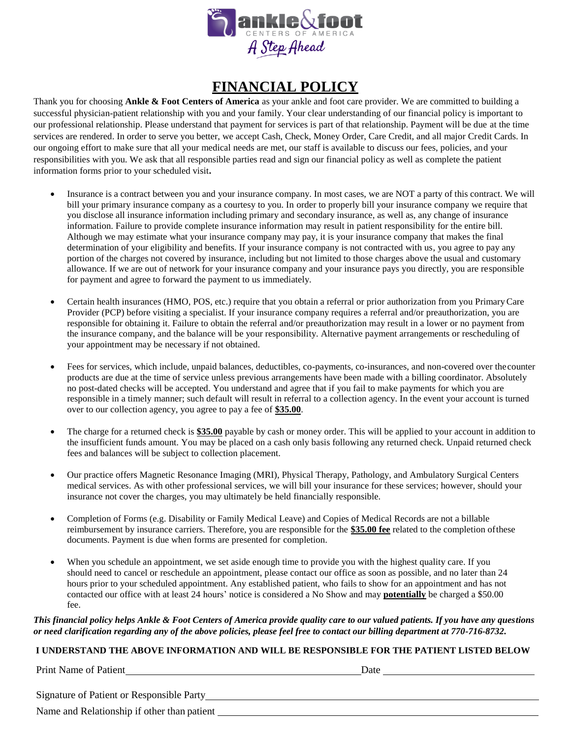ankle&foot CENTERS OF AMERICA

A Step Ahead

# FINANCIAL POLICY

Thank you for choosing **Ankle & Foot Centers of America** as your ankle and foot care provider. We are committed to building a successful physician-patient relationship with you and your family. Your clear understanding of our financial policy is important to our professional relationship. Please understand that payment for services is part of that relationship. Payment will be due at the time services are rendered. In order to serve you better, we accept Cash, Check, Money Order, Care Credit, and all major Credit Cards. In our ongoing effort to make sure that all your medical needs are met, our staff is available to discuss our fees, policies, and your responsibilities with you. We ask that all responsible parties read and sign our financial policy as well as complete the patient information forms prior to your scheduled visit**.**

- Insurance is a contract between you and your insurance company. In most cases, we are NOT a party of this contract. We will bill your primary insurance company as a courtesy to you. In order to properly bill your insurance company we require that you disclose all insurance information including primary and secondary insurance, as well as, any change of insurance information. Failure to provide complete insurance information may result in patient responsibility for the entire bill. Although we may estimate what your insurance company may pay, it is your insurance company that makes the final determination of your eligibility and benefits. If your insurance company is not contracted with us, you agree to pay any portion of the charges not covered by insurance, including but not limited to those charges above the usual and customary allowance. If we are out of network for your insurance company and your insurance pays you directly, you are responsible for payment and agree to forward the payment to us immediately.

- Certain health insurances (HMO, POS, etc.) require that you obtain a referral or prior authorization from you Primary Care Provider (PCP) before visiting a specialist. If your insurance company requires a referral and/or preauthorization, you are responsible for obtaining it. Failure to obtain the referral and/or preauthorization may result in a lower or no payment from the insurance company, and the balance will be your responsibility. Alternative payment arrangements or rescheduling of your appointment may be necessary if not obtained.

- Fees for services, which include, unpaid balances, deductibles, co-payments, co-insurances, and non-covered over the counter products are due at the time of service unless previous arrangements have been made with a billing coordinator. Absolutely no post-dated checks will be accepted. You understand and agree that if you fail to make payments for which you are responsible in a timely manner; such default will result in referral to a collection agency. In the event your account is turned over to our collection agency, you agree to pay a fee of **$35.00**.

- The charge for a returned check is **$35.00** payable by cash or money order. This will be applied to your account in addition to the insufficient funds amount. You may be placed on a cash only basis following any returned check. Unpaid returned check fees and balances will be subject to collection placement.

- Our practice offers Magnetic Resonance Imaging (MRI), Physical Therapy, Pathology, and Ambulatory Surgical Centers medical services. As with other professional services, we will bill your insurance for these services; however, should your insurance not cover the charges, you may ultimately be held financially responsible.

- Completion of Forms (e.g. Disability or Family Medical Leave) and Copies of Medical Records are not a billable reimbursement by insurance carriers. Therefore, you are responsible for the **$35.00 fee** related to the completion of these documents. Payment is due when forms are presented for completion.

- When you schedule an appointment, we set aside enough time to provide you with the highest quality care. If you should need to cancel or reschedule an appointment, please contact our office as soon as possible, and no later than 24 hours prior to your scheduled appointment. Any established patient, who fails to show for an appointment and has not contacted our office with at least 24 hours' notice is considered a No Show and may **potentially** be charged a $50.00 fee.

***This financial policy helps Ankle & Foot Centers of America provide quality care to our valued patients. If you have any questions or need clarification regarding any of the above policies, please feel free to contact our billing department at 770-716-8732.***

**I UNDERSTAND THE ABOVE INFORMATION AND WILL BE RESPONSIBLE FOR THE PATIENT LISTED BELOW**

Print Name of Patient ____________________________ Date ____________________

Signature of Patient or Responsible Party ________________________________________

Name and Relationship if other than patient ________________________________________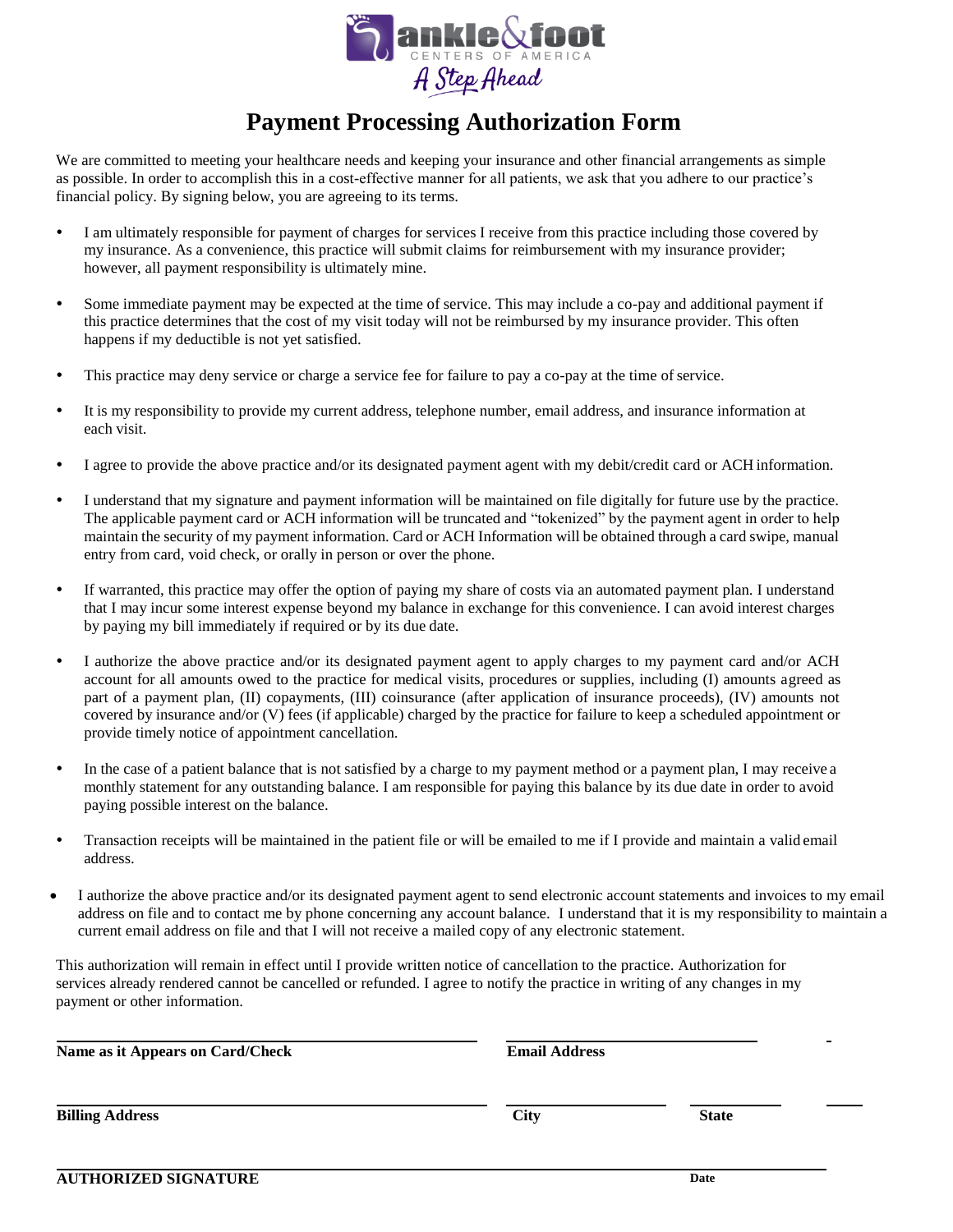ankle&foot CENTERS OF AMERICA

*A Step Ahead*

# Payment Processing Authorization Form

We are committed to meeting your healthcare needs and keeping your insurance and other financial arrangements as simple as possible. In order to accomplish this in a cost-effective manner for all patients, we ask that you adhere to our practice's financial policy. By signing below, you are agreeing to its terms.

- I am ultimately responsible for payment of charges for services I receive from this practice including those covered by my insurance. As a convenience, this practice will submit claims for reimbursement with my insurance provider; however, all payment responsibility is ultimately mine.
- Some immediate payment may be expected at the time of service. This may include a co-pay and additional payment if this practice determines that the cost of my visit today will not be reimbursed by my insurance provider. This often happens if my deductible is not yet satisfied.
- This practice may deny service or charge a service fee for failure to pay a co-pay at the time of service.
- It is my responsibility to provide my current address, telephone number, email address, and insurance information at each visit.
- I agree to provide the above practice and/or its designated payment agent with my debit/credit card or ACH information.
- I understand that my signature and payment information will be maintained on file digitally for future use by the practice. The applicable payment card or ACH information will be truncated and "tokenized" by the payment agent in order to help maintain the security of my payment information. Card or ACH Information will be obtained through a card swipe, manual entry from card, void check, or orally in person or over the phone.
- If warranted, this practice may offer the option of paying my share of costs via an automated payment plan. I understand that I may incur some interest expense beyond my balance in exchange for this convenience. I can avoid interest charges by paying my bill immediately if required or by its due date.
- I authorize the above practice and/or its designated payment agent to apply charges to my payment card and/or ACH account for all amounts owed to the practice for medical visits, procedures or supplies, including (I) amounts agreed as part of a payment plan, (II) copayments, (III) coinsurance (after application of insurance proceeds), (IV) amounts not covered by insurance and/or (V) fees (if applicable) charged by the practice for failure to keep a scheduled appointment or provide timely notice of appointment cancellation.
- In the case of a patient balance that is not satisfied by a charge to my payment method or a payment plan, I may receive a monthly statement for any outstanding balance. I am responsible for paying this balance by its due date in order to avoid paying possible interest on the balance.
- Transaction receipts will be maintained in the patient file or will be emailed to me if I provide and maintain a valid email address.
- I authorize the above practice and/or its designated payment agent to send electronic account statements and invoices to my email address on file and to contact me by phone concerning any account balance. I understand that it is my responsibility to maintain a current email address on file and that I will not receive a mailed copy of any electronic statement.

This authorization will remain in effect until I provide written notice of cancellation to the practice. Authorization for services already rendered cannot be cancelled or refunded. I agree to notify the practice in writing of any changes in my payment or other information.

______________________________ ______________________________

**Name as it Appears on Card/Check** **Email Address**

______________________________ ______________ ______________ ______________

**Billing Address** **City** **State**

______________________________________________________________

**AUTHORIZED SIGNATURE** **Date**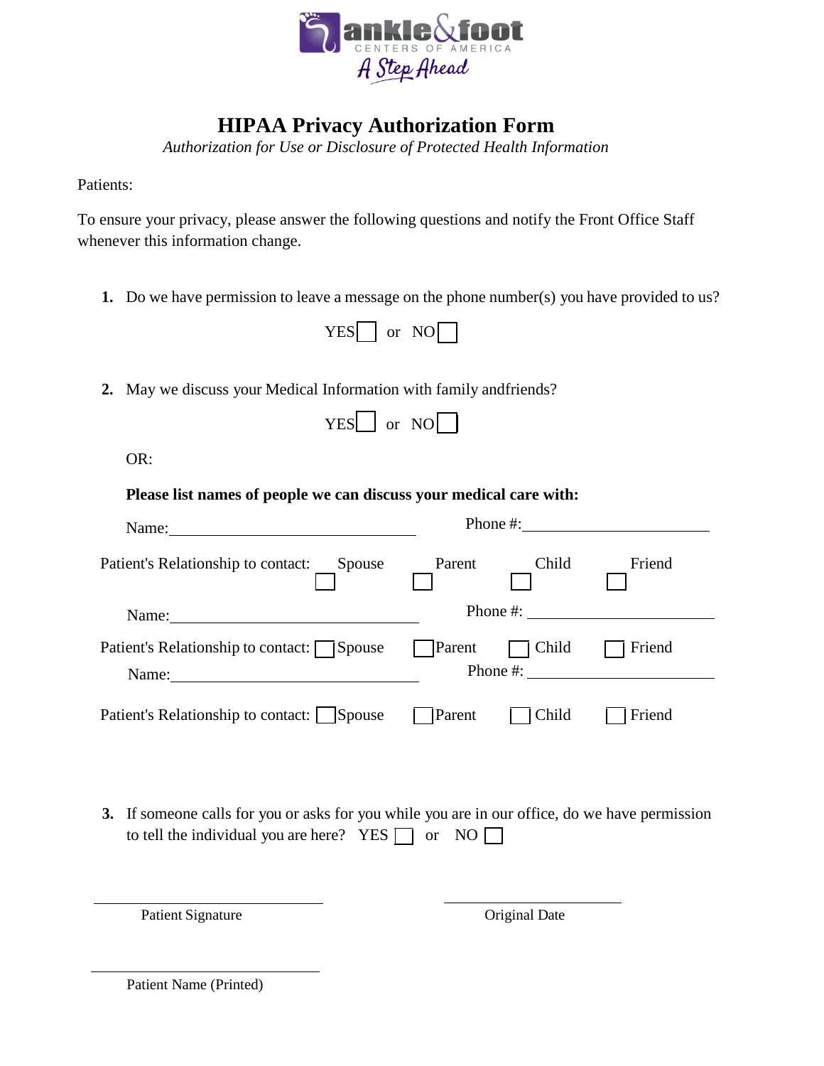ankle&foot CENTERS OF AMERICA

*A Step Ahead*

# HIPAA Privacy Authorization Form

*Authorization for Use or Disclosure of Protected Health Information*

Patients:

To ensure your privacy, please answer the following questions and notify the Front Office Staff whenever this information change.

1. Do we have permission to leave a message on the phone number(s) you have provided to us?

   YES ☐ or NO ☐

2. May we discuss your Medical Information with family andfriends?

   YES ☐ or NO ☐

   OR:

   **Please list names of people we can discuss your medical care with:**

   Name: ______________________________ Phone #: ______________________

   Patient's Relationship to contact: ☐ Spouse ☐ Parent ☐ Child ☐ Friend

   Name: ______________________________ Phone #: ______________________

   Patient's Relationship to contact: ☐ Spouse ☐ Parent ☐ Child ☐ Friend

   Name: ______________________________ Phone #: ______________________

   Patient's Relationship to contact: ☐ Spouse ☐ Parent ☐ Child ☐ Friend

3. If someone calls for you or asks for you while you are in our office, do we have permission to tell the individual you are here? YES ☐ or NO ☐

______________________________ ______________________

Patient Signature Original Date

______________________________

Patient Name (Printed)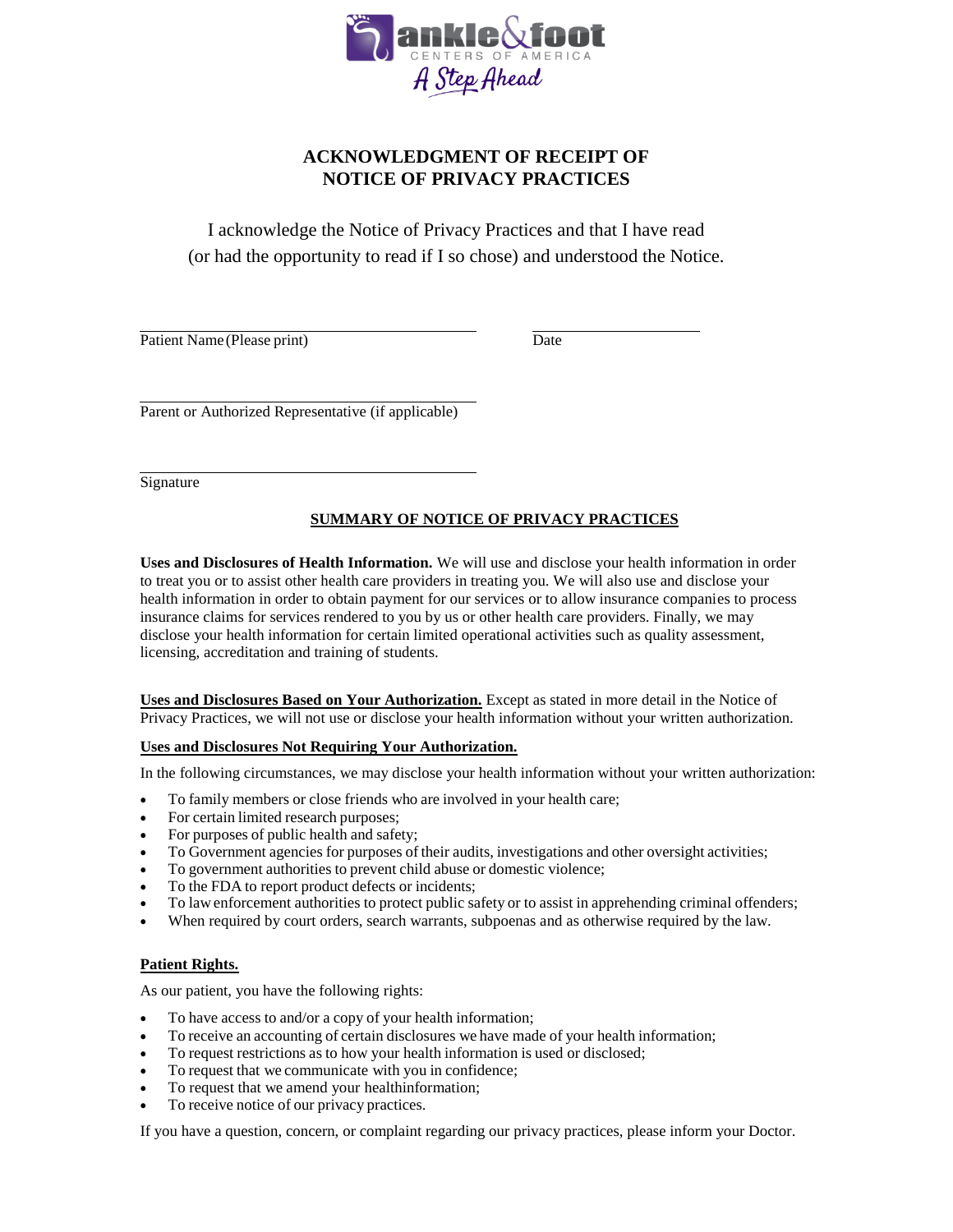ankle&foot
CENTERS OF AMERICA
A Step Ahead

# ACKNOWLEDGMENT OF RECEIPT OF NOTICE OF PRIVACY PRACTICES

I acknowledge the Notice of Privacy Practices and that I have read (or had the opportunity to read if I so chose) and understood the Notice.

______________________________ ______________
Patient Name (Please print) Date

______________________________
Parent or Authorized Representative (if applicable)

______________________________
Signature

## SUMMARY OF NOTICE OF PRIVACY PRACTICES

**Uses and Disclosures of Health Information.** We will use and disclose your health information in order to treat you or to assist other health care providers in treating you. We will also use and disclose your health information in order to obtain payment for our services or to allow insurance companies to process insurance claims for services rendered to you by us or other health care providers. Finally, we may disclose your health information for certain limited operational activities such as quality assessment, licensing, accreditation and training of students.

**Uses and Disclosures Based on Your Authorization.** Except as stated in more detail in the Notice of Privacy Practices, we will not use or disclose your health information without your written authorization.

**Uses and Disclosures Not Requiring Your Authorization.**

In the following circumstances, we may disclose your health information without your written authorization:

- To family members or close friends who are involved in your health care;
- For certain limited research purposes;
- For purposes of public health and safety;
- To Government agencies for purposes of their audits, investigations and other oversight activities;
- To government authorities to prevent child abuse or domestic violence;
- To the FDA to report product defects or incidents;
- To law enforcement authorities to protect public safety or to assist in apprehending criminal offenders;
- When required by court orders, search warrants, subpoenas and as otherwise required by the law.

**Patient Rights.**

As our patient, you have the following rights:

- To have access to and/or a copy of your health information;
- To receive an accounting of certain disclosures we have made of your health information;
- To request restrictions as to how your health information is used or disclosed;
- To request that we communicate with you in confidence;
- To request that we amend your healthinformation;
- To receive notice of our privacy practices.

If you have a question, concern, or complaint regarding our privacy practices, please inform your Doctor.